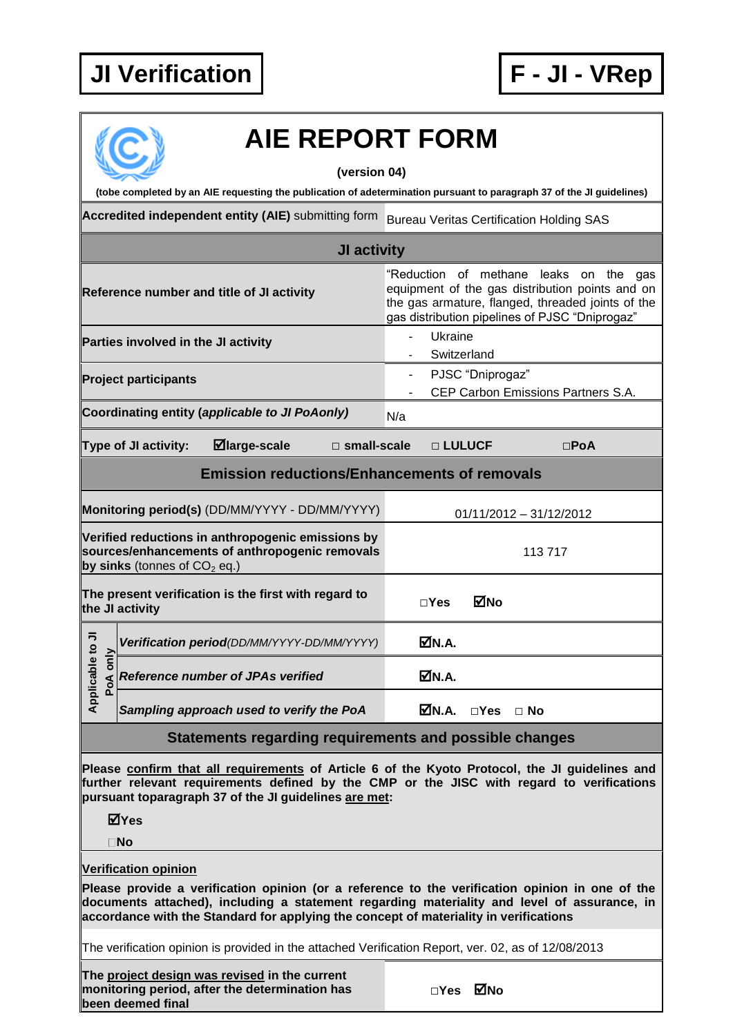**JI Verification** | **F - JI - VRep**

# AIE REPORT FORM

**(version 04)**

**(tobe completed by an AIE requesting the publication of adetermination pursuant to paragraph 37 of the JI guidelines)**

| **Accredited independent entity (AIE)** submitting form | Bureau Veritas Certification Holding SAS |
|---|---|
| **JI activity** | |
| **Reference number and title of JI activity** | "Reduction of methane leaks on the gas equipment of the gas distribution points and on the gas armature, flanged, threaded joints of the gas distribution pipelines of PJSC "Dniprogaz" |
| **Parties involved in the JI activity** | - Ukraine<br>- Switzerland |
| **Project participants** | - PJSC "Dniprogaz"<br>- CEP Carbon Emissions Partners S.A. |
| **Coordinating entity (*applicable to JI PoAonly*)** | N/a |
| **Type of JI activity:** ☑**large-scale** □ **small-scale** □ **LULUCF** □**PoA** | |
| **Emission reductions/Enhancements of removals** | |
| **Monitoring period(s)** (DD/MM/YYYY - DD/MM/YYYY) | 01/11/2012 – 31/12/2012 |
| **Verified reductions in anthropogenic emissions by sources/enhancements of anthropogenic removals by sinks** (tonnes of $CO_2$ eq.) | 113 717 |
| **The present verification is the first with regard to the JI activity** | □**Yes** ☑**No** |
| **Applicable to JI PoA only** – ***Verification period****(DD/MM/YYYY-DD/MM/YYYY)* | ☑**N.A.** |
| **Applicable to JI PoA only** – ***Reference number of JPAs verified*** | ☑**N.A.** |
| **Applicable to JI PoA only** – ***Sampling approach used to verify the PoA*** | ☑**N.A.** □**Yes** □ **No** |

## Statements regarding requirements and possible changes

**Please confirm that all requirements of Article 6 of the Kyoto Protocol, the JI guidelines and further relevant requirements defined by the CMP or the JISC with regard to verifications pursuant toparagraph 37 of the JI guidelines are met:**

☑**Yes**

□**No**

**Verification opinion**

**Please provide a verification opinion (or a reference to the verification opinion in one of the documents attached), including a statement regarding materiality and level of assurance, in accordance with the Standard for applying the concept of materiality in verifications**

The verification opinion is provided in the attached Verification Report, ver. 02, as of 12/08/2013

| **The project design was revised in the current monitoring period, after the determination has been deemed final** | □**Yes** ☑**No** |
|---|---|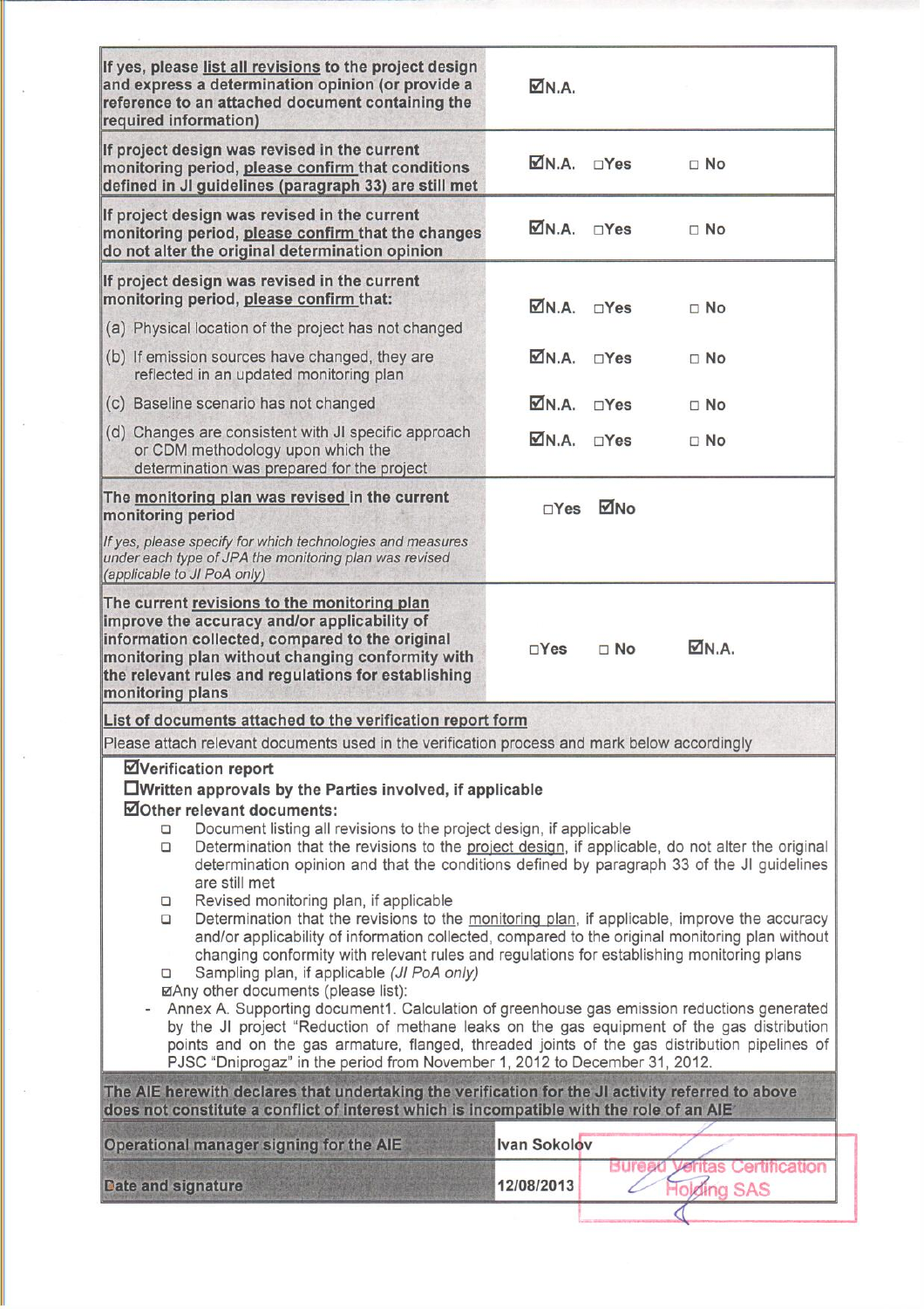| | |
|---|---|
| If yes, please **list all revisions** to the project design and express a determination opinion (or provide a reference to an attached document containing the required information) | ☑N.A. |
| If project design was revised in the current monitoring period, **please confirm** that conditions defined in JI guidelines (paragraph 33) are still met | ☑N.A. ☐Yes ☐ No |
| If project design was revised in the current monitoring period, **please confirm** that the changes do not alter the original determination opinion | ☑N.A. ☐Yes ☐ No |
| If project design was revised in the current monitoring period, **please confirm** that:<br>(a) Physical location of the project has not changed | ☑N.A. ☐Yes ☐ No |
| (b) If emission sources have changed, they are reflected in an updated monitoring plan | ☑N.A. ☐Yes ☐ No |
| (c) Baseline scenario has not changed | ☑N.A. ☐Yes ☐ No |
| (d) Changes are consistent with JI specific approach or CDM methodology upon which the determination was prepared for the project | ☑N.A. ☐Yes ☐ No |
| The **monitoring plan was revised** in the current monitoring period<br>*If yes, please specify for which technologies and measures under each type of JPA the monitoring plan was revised (applicable to JI PoA only)* | ☐Yes ☑No |
| The current **revisions to the monitoring plan** improve the accuracy and/or applicability of information collected, compared to the original monitoring plan without changing conformity with the relevant rules and regulations for establishing monitoring plans | ☐Yes ☐ No ☑N.A. |

**List of documents attached to the verification report form**

Please attach relevant documents used in the verification process and mark below accordingly

☑**Verification report**

☐**Written approvals by the Parties involved, if applicable**

☑**Other relevant documents:**

- ☐ Document listing all revisions to the project design, if applicable
- ☐ Determination that the revisions to the project design, if applicable, do not alter the original determination opinion and that the conditions defined by paragraph 33 of the JI guidelines are still met
- ☐ Revised monitoring plan, if applicable
- ☐ Determination that the revisions to the monitoring plan, if applicable, improve the accuracy and/or applicability of information collected, compared to the original monitoring plan without changing conformity with relevant rules and regulations for establishing monitoring plans
- ☐ Sampling plan, if applicable *(JI PoA only)*

☑Any other documents (please list):

- Annex A. Supporting document1. Calculation of greenhouse gas emission reductions generated by the JI project "Reduction of methane leaks on the gas equipment of the gas distribution points and on the gas armature, flanged, threaded joints of the gas distribution pipelines of PJSC "Dniprogaz" in the period from November 1, 2012 to December 31, 2012.

**The AIE herewith declares that undertaking the verification for the JI activity referred to above does not constitute a conflict of interest which is incompatible with the role of an AIE**

| | |
|---|---|
| Operational manager signing for the AIE | Ivan Sokolov |
| Date and signature | 12/08/2013 Bureau Veritas Certification Holding SAS |